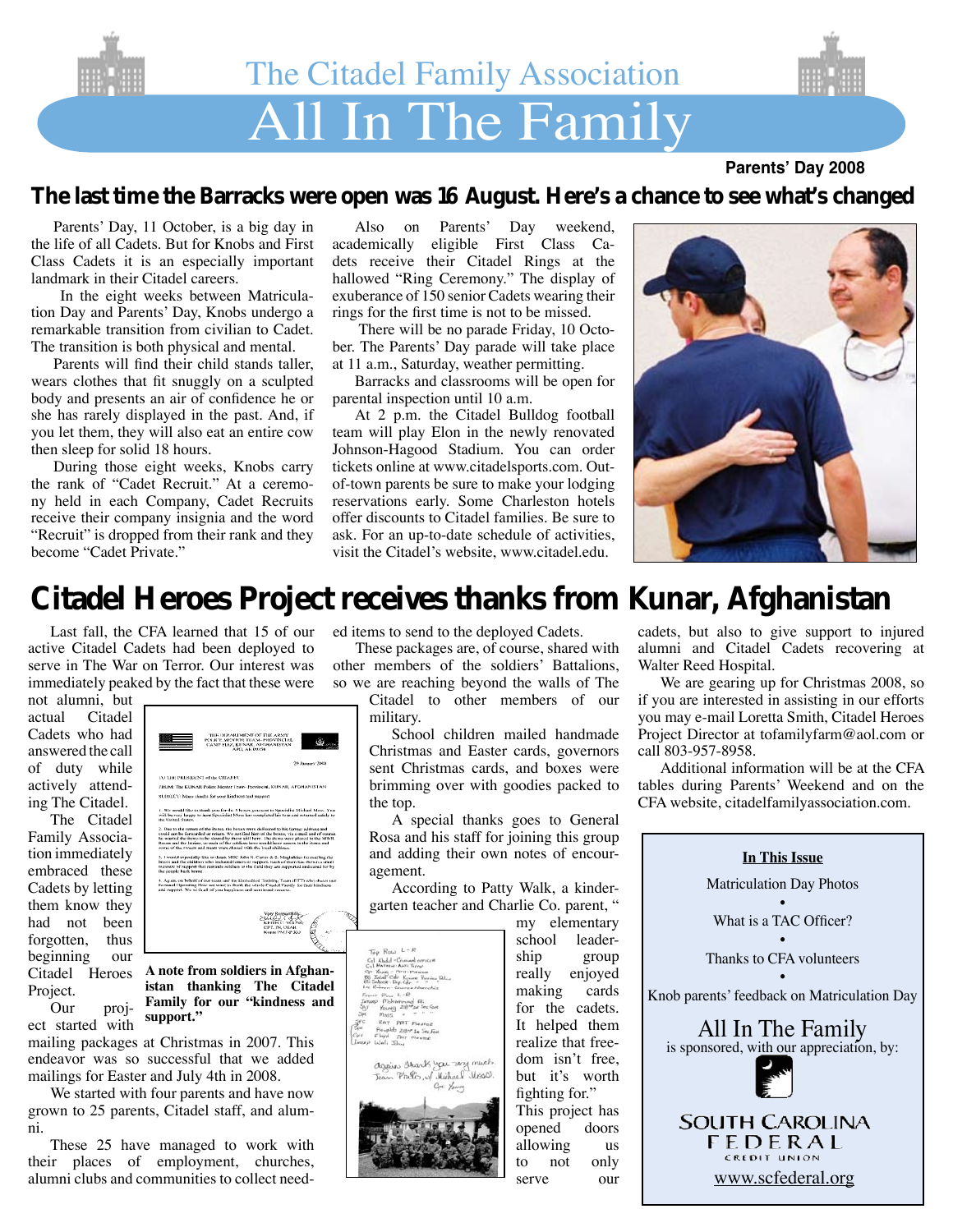# The Citadel Family Association

# All In The Family

**Parents' Day 2008**

## The last time the Barracks were open was 16 August. Here's a chance to see what's changed

Parents' Day, 11 October, is a big day in the life of all Cadets. But for Knobs and First Class Cadets it is an especially important landmark in their Citadel careers.

In the eight weeks between Matriculation Day and Parents' Day, Knobs undergo a remarkable transition from civilian to Cadet. The transition is both physical and mental.

Parents will find their child stands taller, wears clothes that fit snuggly on a sculpted body and presents an air of confidence he or she has rarely displayed in the past. And, if you let them, they will also eat an entire cow then sleep for solid 18 hours.

During those eight weeks, Knobs carry the rank of "Cadet Recruit." At a ceremony held in each Company, Cadet Recruits receive their company insignia and the word "Recruit" is dropped from their rank and they become "Cadet Private."

Also on Parents' Day weekend, academically eligible First Class Cadets receive their Citadel Rings at the hallowed "Ring Ceremony." The display of exuberance of 150 senior Cadets wearing their rings for the first time is not to be missed.

There will be no parade Friday, 10 October. The Parents' Day parade will take place at 11 a.m., Saturday, weather permitting.

Barracks and classrooms will be open for parental inspection until 10 a.m.

At 2 p.m. the Citadel Bulldog football team will play Elon in the newly renovated Johnson-Hagood Stadium. You can order tickets online at www.citadelsports.com. Out-of-town parents be sure to make your lodging reservations early. Some Charleston hotels offer discounts to Citadel families. Be sure to ask. For an up-to-date schedule of activities, visit the Citadel's website, www.citadel.edu.

## Citadel Heroes Project receives thanks from Kunar, Afghanistan

Last fall, the CFA learned that 15 of our active Citadel Cadets had been deployed to serve in The War on Terror. Our interest was immediately peaked by the fact that these were not alumni, but actual Citadel Cadets who had answered the call of duty while actively attending The Citadel.

The Citadel Family Association immediately embraced these Cadets by letting them know they had not been forgotten, thus beginning our Citadel Heroes Project.

Our project started with mailing packages at Christmas in 2007. This endeavor was so successful that we added mailings for Easter and July 4th in 2008.

We started with four parents and have now grown to 25 parents, Citadel staff, and alumni.

These 25 have managed to work with their places of employment, churches, alumni clubs and communities to collect needed items to send to the deployed Cadets.

These packages are, of course, shared with other members of the soldiers' Battalions, so we are reaching beyond the walls of The Citadel to other members of our military.

School children mailed handmade Christmas and Easter cards, governors sent Christmas cards, and boxes were brimming over with goodies packed to the top.

A special thanks goes to General Rosa and his staff for joining this group and adding their own notes of encouragement.

According to Patty Walk, a kindergarten teacher and Charlie Co. parent, " my elementary school leadership group really enjoyed making cards for the cadets. It helped them realize that freedom isn't free, but it's worth fighting for."

This project has opened doors allowing us to not only serve our cadets, but also to give support to injured alumni and Citadel Cadets recovering at Walter Reed Hospital.

We are gearing up for Christmas 2008, so if you are interested in assisting in our efforts you may e-mail Loretta Smith, Citadel Heroes Project Director at tofamilyfarm@aol.com or call 803-957-8958.

Additional information will be at the CFA tables during Parents' Weekend and on the CFA website, citadelfamilyassociation.com.

**A note from soldiers in Afghanistan thanking The Citadel Family for our "kindness and support."**

**In This Issue**

Matriculation Day Photos

•

What is a TAC Officer?

•

Thanks to CFA volunteers

•

Knob parents' feedback on Matriculation Day

All In The Family is sponsored, with our appreciation, by:

SOUTH CAROLINA FEDERAL CREDIT UNION

www.scfederal.org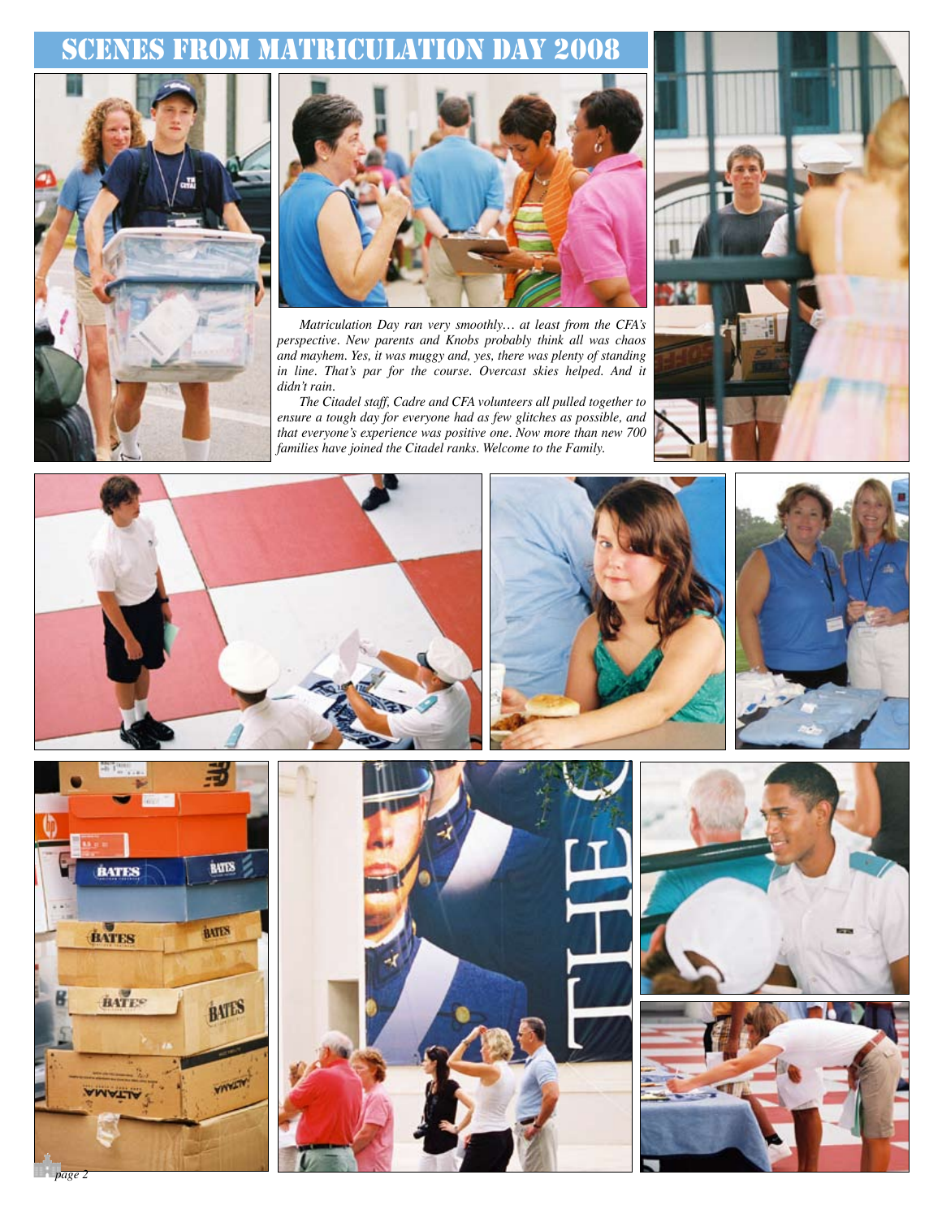# SCENES FROM MATRICULATION DAY 2008

*Matriculation Day ran very smoothly… at least from the CFA's perspective. New parents and Knobs probably think all was chaos and mayhem. Yes, it was muggy and, yes, there was plenty of standing in line. That's par for the course. Overcast skies helped. And it didn't rain.*

*The Citadel staff, Cadre and CFA volunteers all pulled together to ensure a tough day for everyone had as few glitches as possible, and that everyone's experience was positive one. Now more than new 700 families have joined the Citadel ranks. Welcome to the Family.*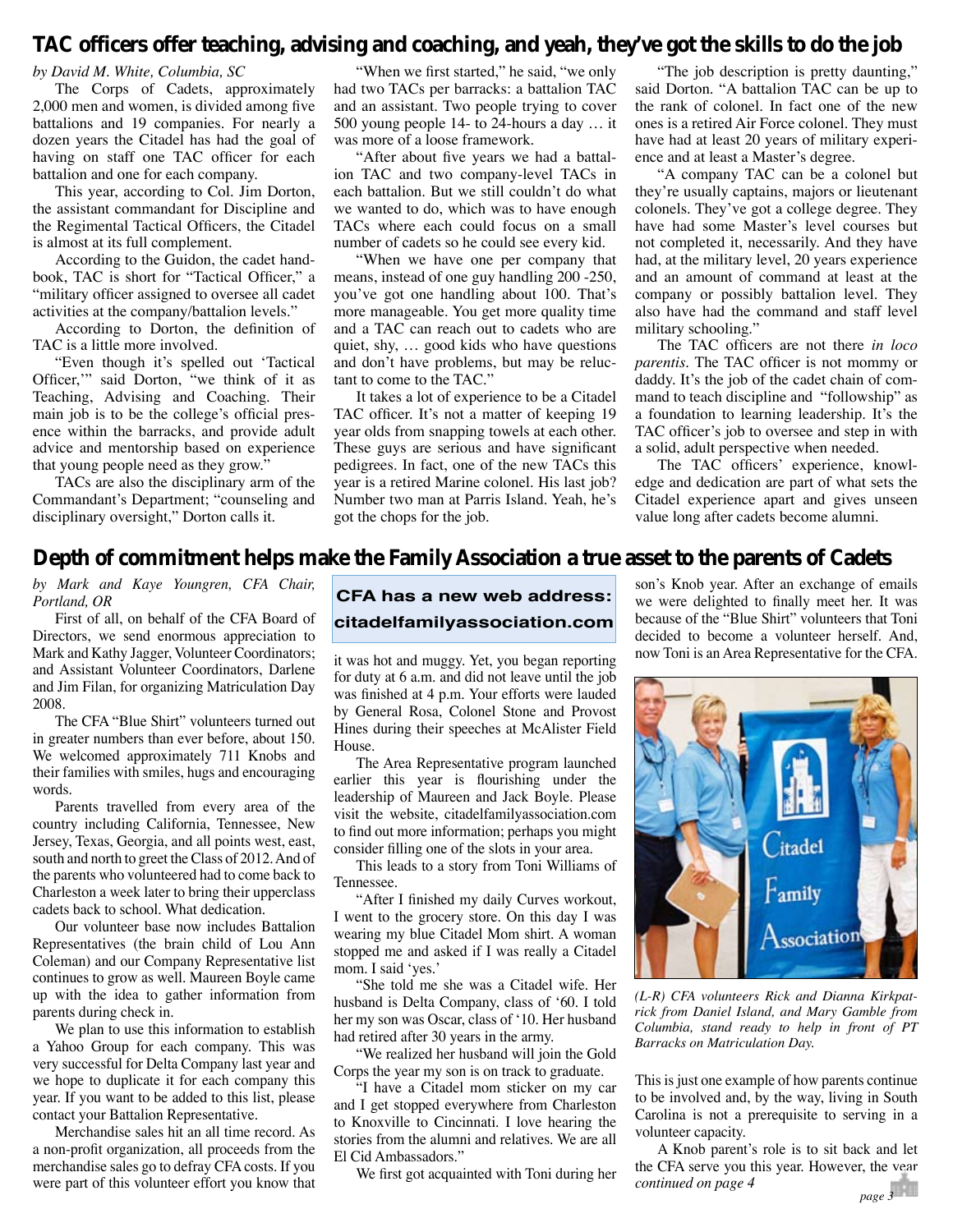## TAC officers offer teaching, advising and coaching, and yeah, they've got the skills to do the job

*by David M. White, Columbia, SC*

The Corps of Cadets, approximately 2,000 men and women, is divided among five battalions and 19 companies. For nearly a dozen years the Citadel has had the goal of having on staff one TAC officer for each battalion and one for each company.

This year, according to Col. Jim Dorton, the assistant commandant for Discipline and the Regimental Tactical Officers, the Citadel is almost at its full complement.

According to the Guidon, the cadet handbook, TAC is short for "Tactical Officer," a "military officer assigned to oversee all cadet activities at the company/battalion levels."

According to Dorton, the definition of TAC is a little more involved.

"Even though it's spelled out 'Tactical Officer,'" said Dorton, "we think of it as Teaching, Advising and Coaching. Their main job is to be the college's official presence within the barracks, and provide adult advice and mentorship based on experience that young people need as they grow."

TACs are also the disciplinary arm of the Commandant's Department; "counseling and disciplinary oversight," Dorton calls it.

"When we first started," he said, "we only had two TACs per barracks: a battalion TAC and an assistant. Two people trying to cover 500 young people 14- to 24-hours a day … it was more of a loose framework.

"After about five years we had a battalion TAC and two company-level TACs in each battalion. But we still couldn't do what we wanted to do, which was to have enough TACs where each could focus on a small number of cadets so he could see every kid.

"When we have one per company that means, instead of one guy handling 200 -250, you've got one handling about 100. That's more manageable. You get more quality time and a TAC can reach out to cadets who are quiet, shy, … good kids who have questions and don't have problems, but may be reluctant to come to the TAC."

It takes a lot of experience to be a Citadel TAC officer. It's not a matter of keeping 19 year olds from snapping towels at each other. These guys are serious and have significant pedigrees. In fact, one of the new TACs this year is a retired Marine colonel. His last job? Number two man at Parris Island. Yeah, he's got the chops for the job.

"The job description is pretty daunting," said Dorton. "A battalion TAC can be up to the rank of colonel. In fact one of the new ones is a retired Air Force colonel. They must have had at least 20 years of military experience and at least a Master's degree.

"A company TAC can be a colonel but they're usually captains, majors or lieutenant colonels. They've got a college degree. They have had some Master's level courses but not completed it, necessarily. And they have had, at the military level, 20 years experience and an amount of command at least at the company or possibly battalion level. They also have had the command and staff level military schooling."

The TAC officers are not there *in loco parentis*. The TAC officer is not mommy or daddy. It's the job of the cadet chain of command to teach discipline and "followship" as a foundation to learning leadership. It's the TAC officer's job to oversee and step in with a solid, adult perspective when needed.

The TAC officers' experience, knowledge and dedication are part of what sets the Citadel experience apart and gives unseen value long after cadets become alumni.

## Depth of commitment helps make the Family Association a true asset to the parents of Cadets

*by Mark and Kaye Youngren, CFA Chair, Portland, OR*

First of all, on behalf of the CFA Board of Directors, we send enormous appreciation to Mark and Kathy Jagger, Volunteer Coordinators; and Assistant Volunteer Coordinators, Darlene and Jim Filan, for organizing Matriculation Day 2008.

The CFA "Blue Shirt" volunteers turned out in greater numbers than ever before, about 150. We welcomed approximately 711 Knobs and their families with smiles, hugs and encouraging words.

Parents travelled from every area of the country including California, Tennessee, New Jersey, Texas, Georgia, and all points west, east, south and north to greet the Class of 2012. And of the parents who volunteered had to come back to Charleston a week later to bring their upperclass cadets back to school. What dedication.

Our volunteer base now includes Battalion Representatives (the brain child of Lou Ann Coleman) and our Company Representative list continues to grow as well. Maureen Boyle came up with the idea to gather information from parents during check in.

We plan to use this information to establish a Yahoo Group for each company. This was very successful for Delta Company last year and we hope to duplicate it for each company this year. If you want to be added to this list, please contact your Battalion Representative.

Merchandise sales hit an all time record. As a non-profit organization, all proceeds from the merchandise sales go to defray CFA costs. If you were part of this volunteer effort you know that it was hot and muggy. Yet, you began reporting for duty at 6 a.m. and did not leave until the job was finished at 4 p.m. Your efforts were lauded by General Rosa, Colonel Stone and Provost Hines during their speeches at McAlister Field House.

**CFA has a new web address: citadelfamilyassociation.com**

The Area Representative program launched earlier this year is flourishing under the leadership of Maureen and Jack Boyle. Please visit the website, citadelfamilyassociation.com to find out more information; perhaps you might consider filling one of the slots in your area.

This leads to a story from Toni Williams of Tennessee.

"After I finished my daily Curves workout, I went to the grocery store. On this day I was wearing my blue Citadel Mom shirt. A woman stopped me and asked if I was really a Citadel mom. I said 'yes.'

"She told me she was a Citadel wife. Her husband is Delta Company, class of '60. I told her my son was Oscar, class of '10. Her husband had retired after 30 years in the army.

"We realized her husband will join the Gold Corps the year my son is on track to graduate.

"I have a Citadel mom sticker on my car and I get stopped everywhere from Charleston to Knoxville to Cincinnati. I love hearing the stories from the alumni and relatives. We are all El Cid Ambassadors."

We first got acquainted with Toni during her son's Knob year. After an exchange of emails we were delighted to finally meet her. It was because of the "Blue Shirt" volunteers that Toni decided to become a volunteer herself. And, now Toni is an Area Representative for the CFA.

*(L-R) CFA volunteers Rick and Dianna Kirkpatrick from Daniel Island, and Mary Gamble from Columbia, stand ready to help in front of PT Barracks on Matriculation Day.*

This is just one example of how parents continue to be involved and, by the way, living in South Carolina is not a prerequisite to serving in a volunteer capacity.

A Knob parent's role is to sit back and let the CFA serve you this year. However, the year

*continued on page 4*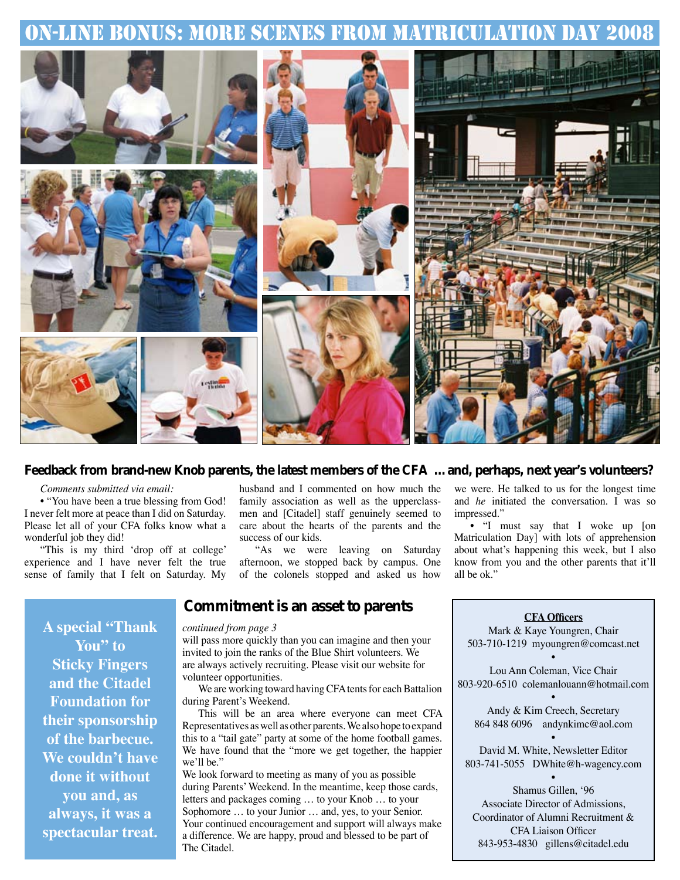# ON-LINE BONUS: MORE SCENES FROM MATRICULATION DAY 2008

### Feedback from brand-new Knob parents, the latest members of the CFA ... and, perhaps, next year's volunteers?

*Comments submitted via email:*

• "You have been a true blessing from God! I never felt more at peace than I did on Saturday. Please let all of your CFA folks know what a wonderful job they did!

"This is my third 'drop off at college' experience and I have never felt the true sense of family that I felt on Saturday. My husband and I commented on how much the family association as well as the upperclassmen and [Citadel] staff genuinely seemed to care about the hearts of the parents and the success of our kids.

"As we were leaving on Saturday afternoon, we stopped back by campus. One of the colonels stopped and asked us how we were. He talked to us for the longest time and *he* initiated the conversation. I was so impressed."

• "I must say that I woke up [on Matriculation Day] with lots of apprehension about what's happening this week, but I also know from you and the other parents that it'll all be ok."

**A special "Thank You" to Sticky Fingers and the Citadel Foundation for their sponsorship of the barbecue. We couldn't have done it without you and, as always, it was a spectacular treat.**

## Commitment is an asset to parents

*continued from page 3*

will pass more quickly than you can imagine and then your invited to join the ranks of the Blue Shirt volunteers. We are always actively recruiting. Please visit our website for volunteer opportunities.

We are working toward having CFA tents for each Battalion during Parent's Weekend.

This will be an area where everyone can meet CFA Representatives as well as other parents. We also hope to expand this to a "tail gate" party at some of the home football games. We have found that the "more we get together, the happier we'll be."

We look forward to meeting as many of you as possible during Parents' Weekend. In the meantime, keep those cards, letters and packages coming … to your Knob … to your Sophomore … to your Junior … and, yes, to your Senior. Your continued encouragement and support will always make a difference. We are happy, proud and blessed to be part of The Citadel.

**CFA Officers**

Mark & Kaye Youngren, Chair
503-710-1219 myoungren@comcast.net

•

Lou Ann Coleman, Vice Chair
803-920-6510 colemanlouann@hotmail.com

•

Andy & Kim Creech, Secretary
864 848 6096 andynkimc@aol.com

•

David M. White, Newsletter Editor
803-741-5055 DWhite@h-wagency.com

•

Shamus Gillen, '96
Associate Director of Admissions,
Coordinator of Alumni Recruitment &
CFA Liaison Officer
843-953-4830 gillens@citadel.edu